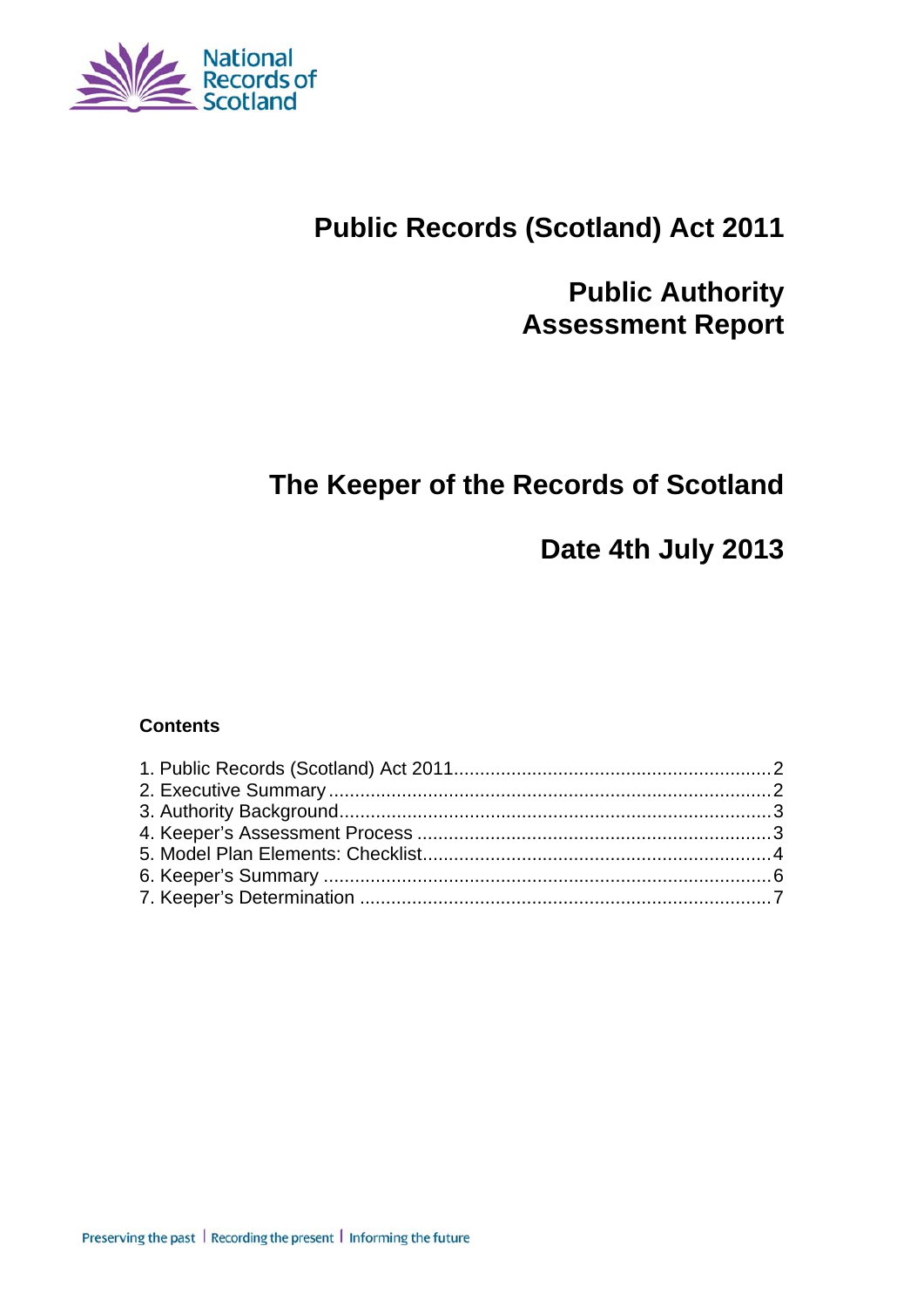# Public Records (Scotland) Act 2011

## Public Authority Assessment Report

## The Keeper of the Records of Scotland

## Date 4th July 2013

### Contents

1. Public Records (Scotland) Act 2011 .......... 2
2. Executive Summary .......... 2
3. Authority Background .......... 3
4. Keeper's Assessment Process .......... 3
5. Model Plan Elements: Checklist .......... 4
6. Keeper's Summary .......... 6
7. Keeper's Determination .......... 7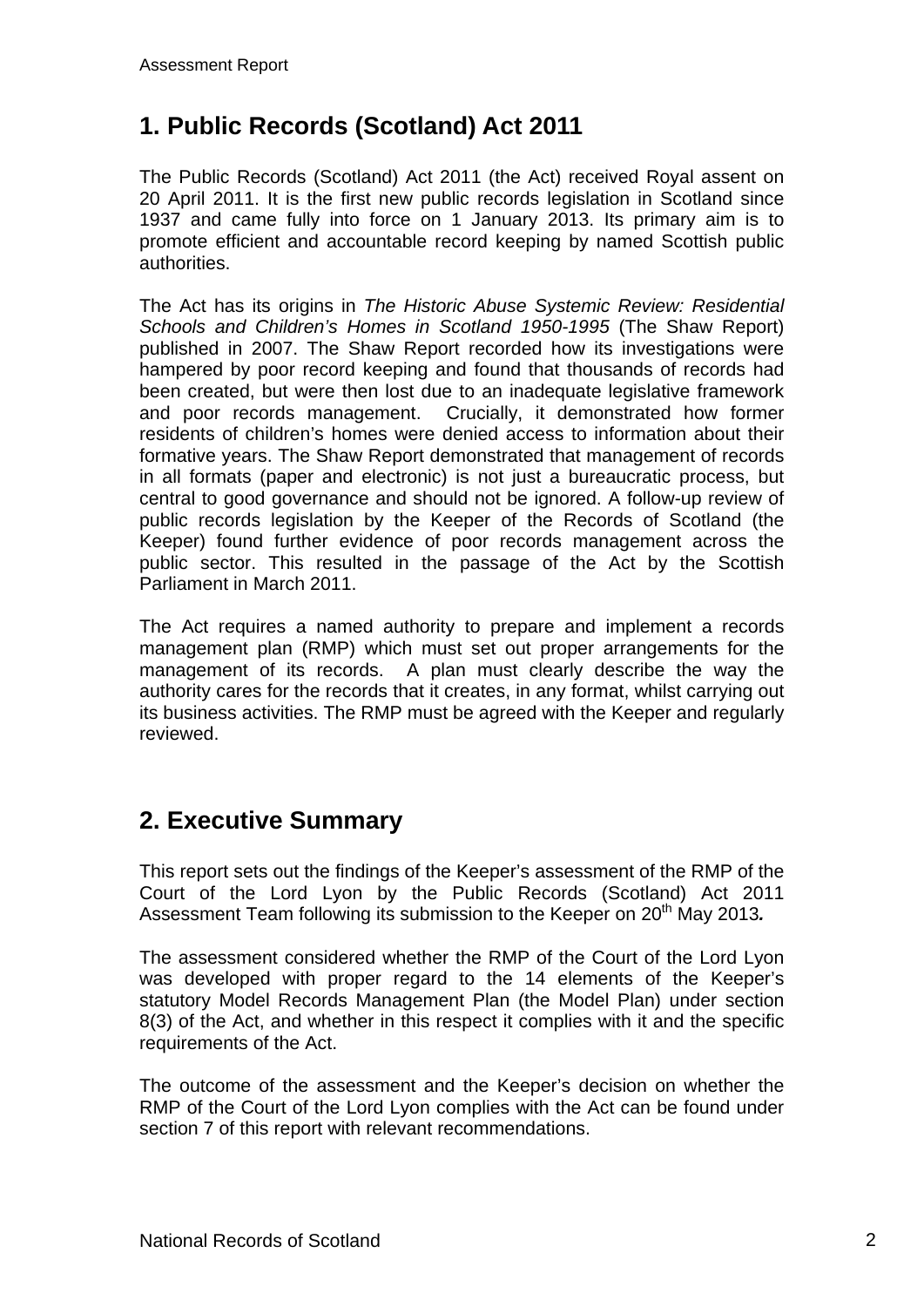## 1. Public Records (Scotland) Act 2011

The Public Records (Scotland) Act 2011 (the Act) received Royal assent on 20 April 2011. It is the first new public records legislation in Scotland since 1937 and came fully into force on 1 January 2013. Its primary aim is to promote efficient and accountable record keeping by named Scottish public authorities.

The Act has its origins in *The Historic Abuse Systemic Review: Residential Schools and Children's Homes in Scotland 1950-1995* (The Shaw Report) published in 2007. The Shaw Report recorded how its investigations were hampered by poor record keeping and found that thousands of records had been created, but were then lost due to an inadequate legislative framework and poor records management. Crucially, it demonstrated how former residents of children's homes were denied access to information about their formative years. The Shaw Report demonstrated that management of records in all formats (paper and electronic) is not just a bureaucratic process, but central to good governance and should not be ignored. A follow-up review of public records legislation by the Keeper of the Records of Scotland (the Keeper) found further evidence of poor records management across the public sector. This resulted in the passage of the Act by the Scottish Parliament in March 2011.

The Act requires a named authority to prepare and implement a records management plan (RMP) which must set out proper arrangements for the management of its records. A plan must clearly describe the way the authority cares for the records that it creates, in any format, whilst carrying out its business activities. The RMP must be agreed with the Keeper and regularly reviewed.

## 2. Executive Summary

This report sets out the findings of the Keeper's assessment of the RMP of the Court of the Lord Lyon by the Public Records (Scotland) Act 2011 Assessment Team following its submission to the Keeper on 20th May 2013.

The assessment considered whether the RMP of the Court of the Lord Lyon was developed with proper regard to the 14 elements of the Keeper's statutory Model Records Management Plan (the Model Plan) under section 8(3) of the Act, and whether in this respect it complies with it and the specific requirements of the Act.

The outcome of the assessment and the Keeper's decision on whether the RMP of the Court of the Lord Lyon complies with the Act can be found under section 7 of this report with relevant recommendations.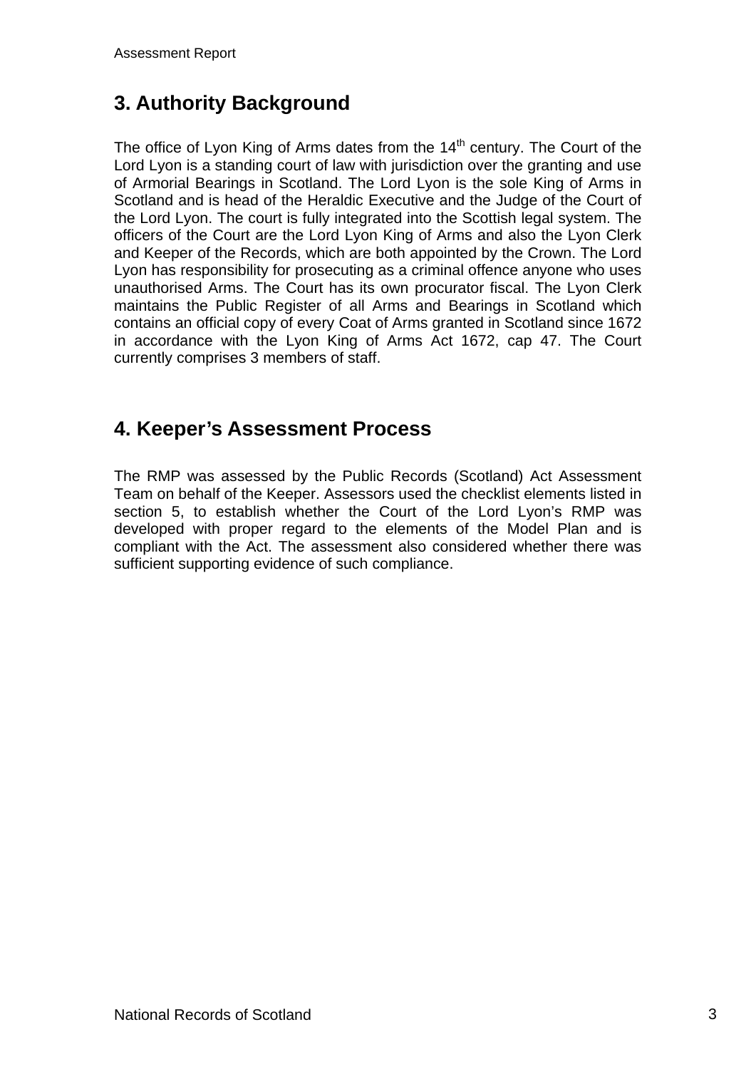## 3. Authority Background

The office of Lyon King of Arms dates from the 14th century. The Court of the Lord Lyon is a standing court of law with jurisdiction over the granting and use of Armorial Bearings in Scotland. The Lord Lyon is the sole King of Arms in Scotland and is head of the Heraldic Executive and the Judge of the Court of the Lord Lyon. The court is fully integrated into the Scottish legal system. The officers of the Court are the Lord Lyon King of Arms and also the Lyon Clerk and Keeper of the Records, which are both appointed by the Crown. The Lord Lyon has responsibility for prosecuting as a criminal offence anyone who uses unauthorised Arms. The Court has its own procurator fiscal. The Lyon Clerk maintains the Public Register of all Arms and Bearings in Scotland which contains an official copy of every Coat of Arms granted in Scotland since 1672 in accordance with the Lyon King of Arms Act 1672, cap 47. The Court currently comprises 3 members of staff.

## 4. Keeper's Assessment Process

The RMP was assessed by the Public Records (Scotland) Act Assessment Team on behalf of the Keeper. Assessors used the checklist elements listed in section 5, to establish whether the Court of the Lord Lyon's RMP was developed with proper regard to the elements of the Model Plan and is compliant with the Act. The assessment also considered whether there was sufficient supporting evidence of such compliance.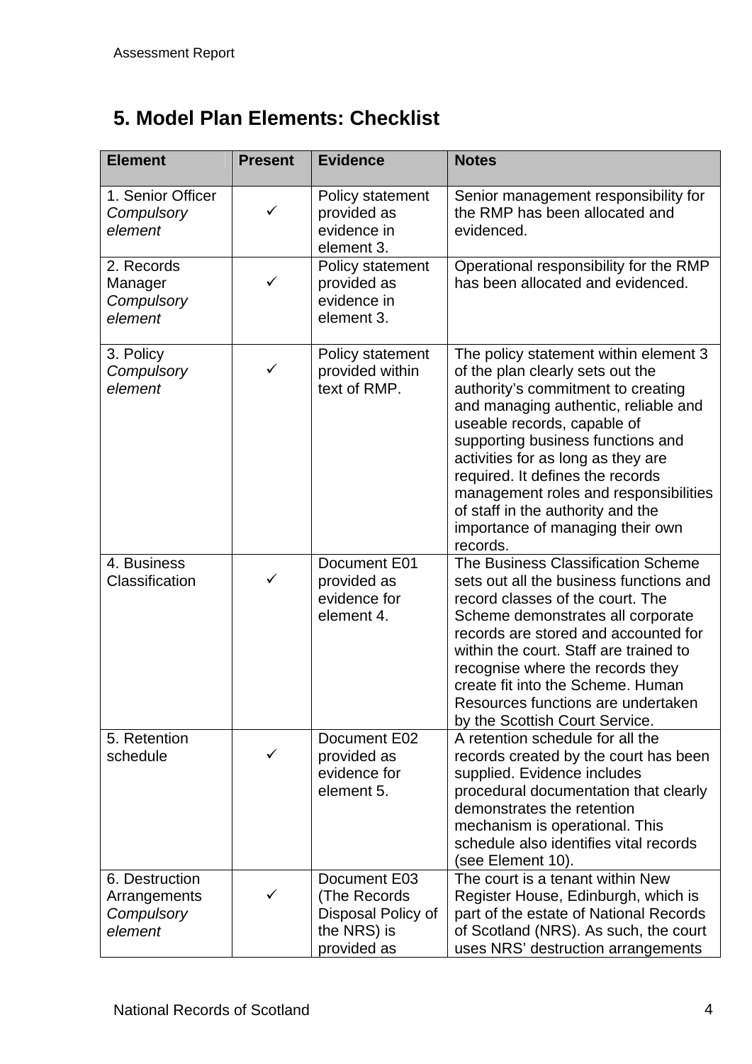## 5. Model Plan Elements: Checklist

| Element | Present | Evidence | Notes |
|---|---|---|---|
| 1. Senior Officer *Compulsory element* | ✓ | Policy statement provided as evidence in element 3. | Senior management responsibility for the RMP has been allocated and evidenced. |
| 2. Records Manager *Compulsory element* | ✓ | Policy statement provided as evidence in element 3. | Operational responsibility for the RMP has been allocated and evidenced. |
| 3. Policy *Compulsory element* | ✓ | Policy statement provided within text of RMP. | The policy statement within element 3 of the plan clearly sets out the authority's commitment to creating and managing authentic, reliable and useable records, capable of supporting business functions and activities for as long as they are required. It defines the records management roles and responsibilities of staff in the authority and the importance of managing their own records. |
| 4. Business Classification | ✓ | Document E01 provided as evidence for element 4. | The Business Classification Scheme sets out all the business functions and record classes of the court. The Scheme demonstrates all corporate records are stored and accounted for within the court. Staff are trained to recognise where the records they create fit into the Scheme. Human Resources functions are undertaken by the Scottish Court Service. |
| 5. Retention schedule | ✓ | Document E02 provided as evidence for element 5. | A retention schedule for all the records created by the court has been supplied. Evidence includes procedural documentation that clearly demonstrates the retention mechanism is operational. This schedule also identifies vital records (see Element 10). |
| 6. Destruction Arrangements *Compulsory element* | ✓ | Document E03 (The Records Disposal Policy of the NRS) is provided as | The court is a tenant within New Register House, Edinburgh, which is part of the estate of National Records of Scotland (NRS). As such, the court uses NRS' destruction arrangements |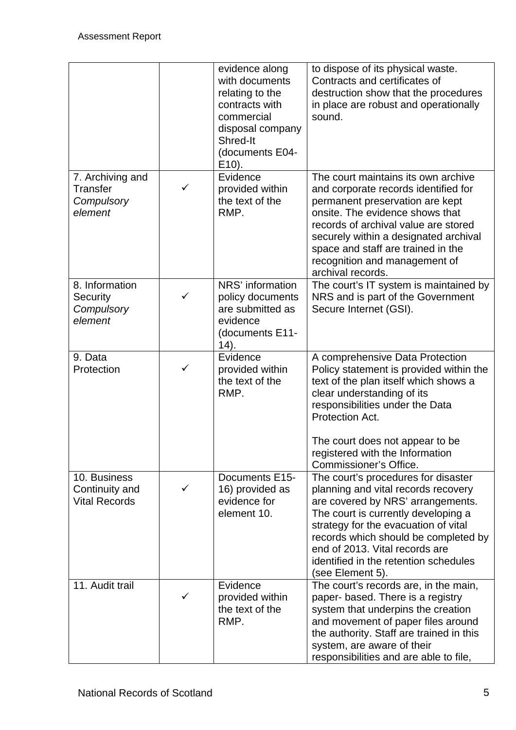| | | | |
|---|---|---|---|
| | | evidence along with documents relating to the contracts with commercial disposal company Shred-It (documents E04-E10). | to dispose of its physical waste. Contracts and certificates of destruction show that the procedures in place are robust and operationally sound. |
| 7. Archiving and Transfer *Compulsory element* | ✓ | Evidence provided within the text of the RMP. | The court maintains its own archive and corporate records identified for permanent preservation are kept onsite. The evidence shows that records of archival value are stored securely within a designated archival space and staff are trained in the recognition and management of archival records. |
| 8. Information Security *Compulsory element* | ✓ | NRS' information policy documents are submitted as evidence (documents E11-14). | The court's IT system is maintained by NRS and is part of the Government Secure Internet (GSI). |
| 9. Data Protection | ✓ | Evidence provided within the text of the RMP. | A comprehensive Data Protection Policy statement is provided within the text of the plan itself which shows a clear understanding of its responsibilities under the Data Protection Act.<br><br>The court does not appear to be registered with the Information Commissioner's Office. |
| 10. Business Continuity and Vital Records | ✓ | Documents E15-16) provided as evidence for element 10. | The court's procedures for disaster planning and vital records recovery are covered by NRS' arrangements. The court is currently developing a strategy for the evacuation of vital records which should be completed by end of 2013. Vital records are identified in the retention schedules (see Element 5). |
| 11. Audit trail | ✓ | Evidence provided within the text of the RMP. | The court's records are, in the main, paper- based. There is a registry system that underpins the creation and movement of paper files around the authority. Staff are trained in this system, are aware of their responsibilities and are able to file, |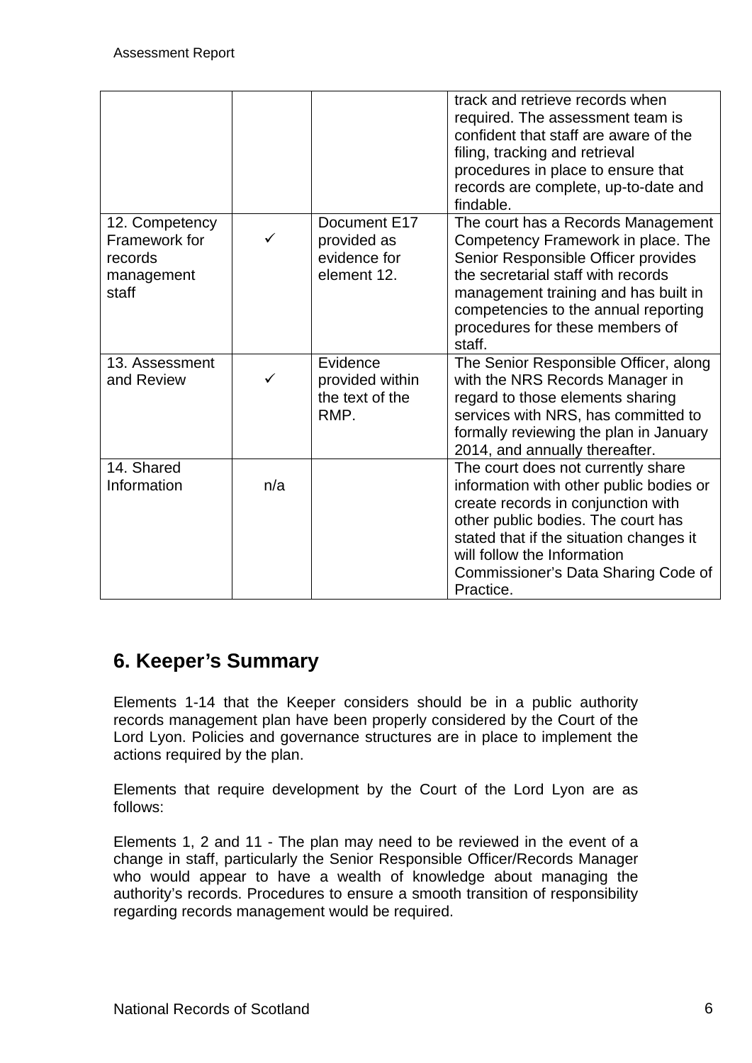| | | | |
|---|---|---|---|
| | | | track and retrieve records when required. The assessment team is confident that staff are aware of the filing, tracking and retrieval procedures in place to ensure that records are complete, up-to-date and findable. |
| 12. Competency Framework for records management staff | ✓ | Document E17 provided as evidence for element 12. | The court has a Records Management Competency Framework in place. The Senior Responsible Officer provides the secretarial staff with records management training and has built in competencies to the annual reporting procedures for these members of staff. |
| 13. Assessment and Review | ✓ | Evidence provided within the text of the RMP. | The Senior Responsible Officer, along with the NRS Records Manager in regard to those elements sharing services with NRS, has committed to formally reviewing the plan in January 2014, and annually thereafter. |
| 14. Shared Information | n/a | | The court does not currently share information with other public bodies or create records in conjunction with other public bodies. The court has stated that if the situation changes it will follow the Information Commissioner's Data Sharing Code of Practice. |

## 6. Keeper's Summary

Elements 1-14 that the Keeper considers should be in a public authority records management plan have been properly considered by the Court of the Lord Lyon. Policies and governance structures are in place to implement the actions required by the plan.

Elements that require development by the Court of the Lord Lyon are as follows:

Elements 1, 2 and 11 - The plan may need to be reviewed in the event of a change in staff, particularly the Senior Responsible Officer/Records Manager who would appear to have a wealth of knowledge about managing the authority's records. Procedures to ensure a smooth transition of responsibility regarding records management would be required.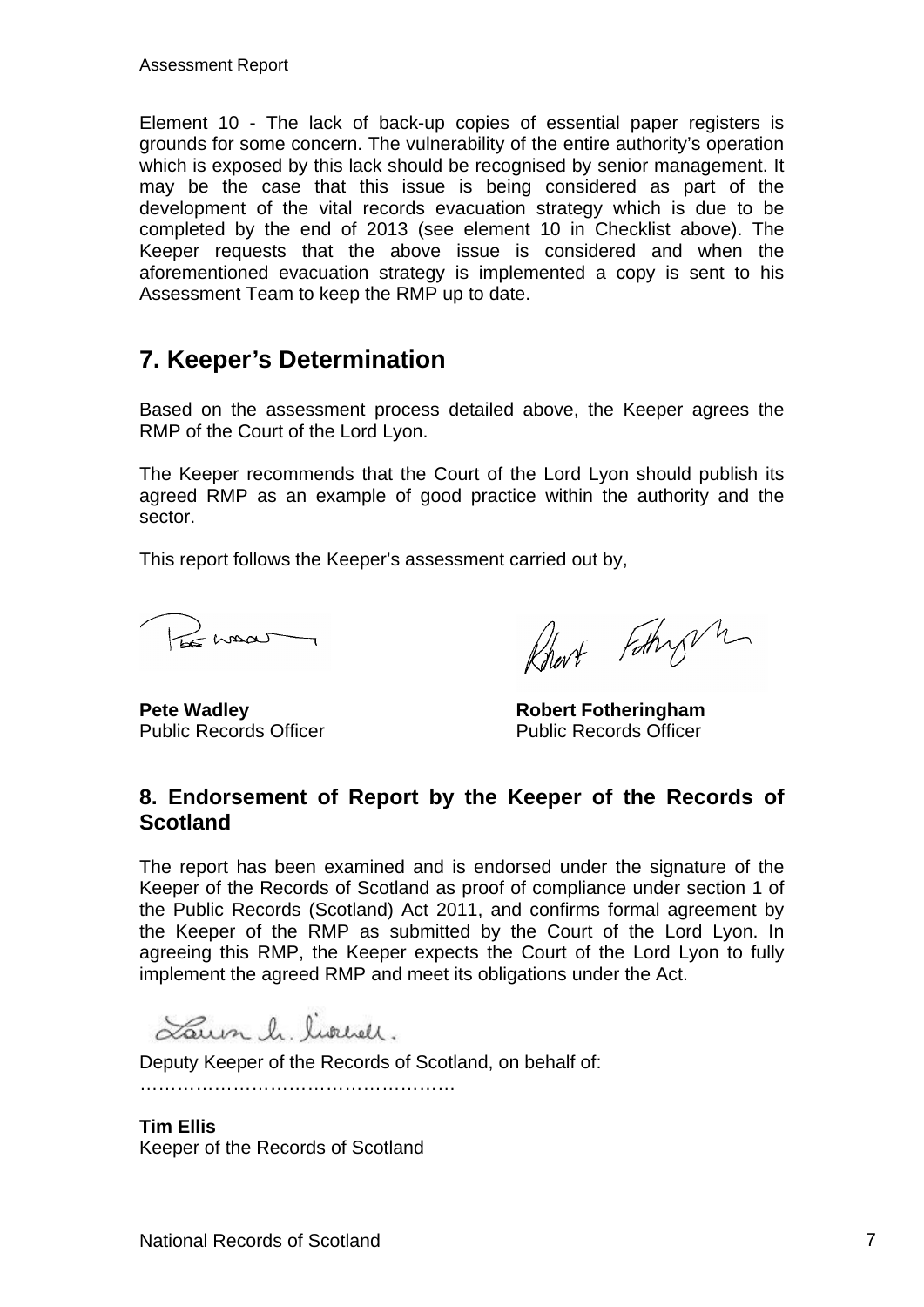Element 10 - The lack of back-up copies of essential paper registers is grounds for some concern. The vulnerability of the entire authority's operation which is exposed by this lack should be recognised by senior management. It may be the case that this issue is being considered as part of the development of the vital records evacuation strategy which is due to be completed by the end of 2013 (see element 10 in Checklist above). The Keeper requests that the above issue is considered and when the aforementioned evacuation strategy is implemented a copy is sent to his Assessment Team to keep the RMP up to date.

## 7. Keeper's Determination

Based on the assessment process detailed above, the Keeper agrees the RMP of the Court of the Lord Lyon.

The Keeper recommends that the Court of the Lord Lyon should publish its agreed RMP as an example of good practice within the authority and the sector.

This report follows the Keeper's assessment carried out by,

**Pete Wadley**
Public Records Officer

**Robert Fotheringham**
Public Records Officer

## 8. Endorsement of Report by the Keeper of the Records of Scotland

The report has been examined and is endorsed under the signature of the Keeper of the Records of Scotland as proof of compliance under section 1 of the Public Records (Scotland) Act 2011, and confirms formal agreement by the Keeper of the RMP as submitted by the Court of the Lord Lyon. In agreeing this RMP, the Keeper expects the Court of the Lord Lyon to fully implement the agreed RMP and meet its obligations under the Act.

Deputy Keeper of the Records of Scotland, on behalf of:
……………………………………………

**Tim Ellis**
Keeper of the Records of Scotland